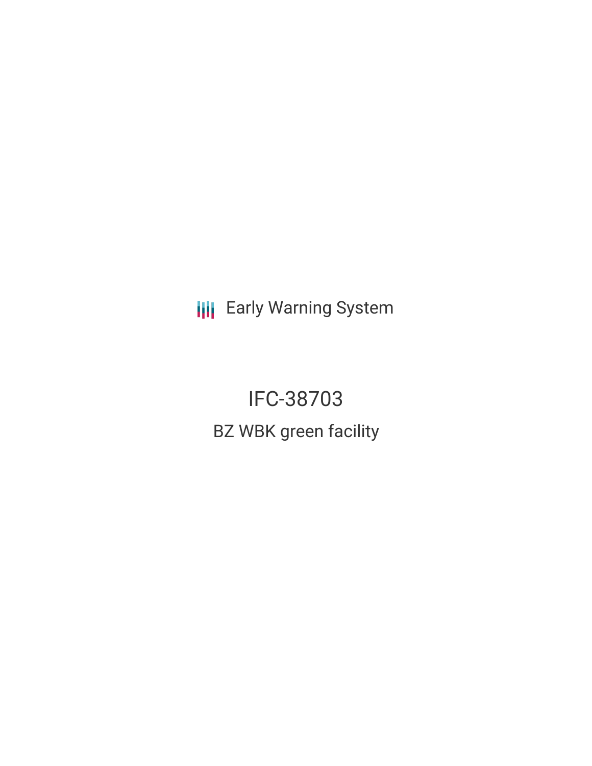Early Warning System

# IFC-38703

## BZ WBK green facility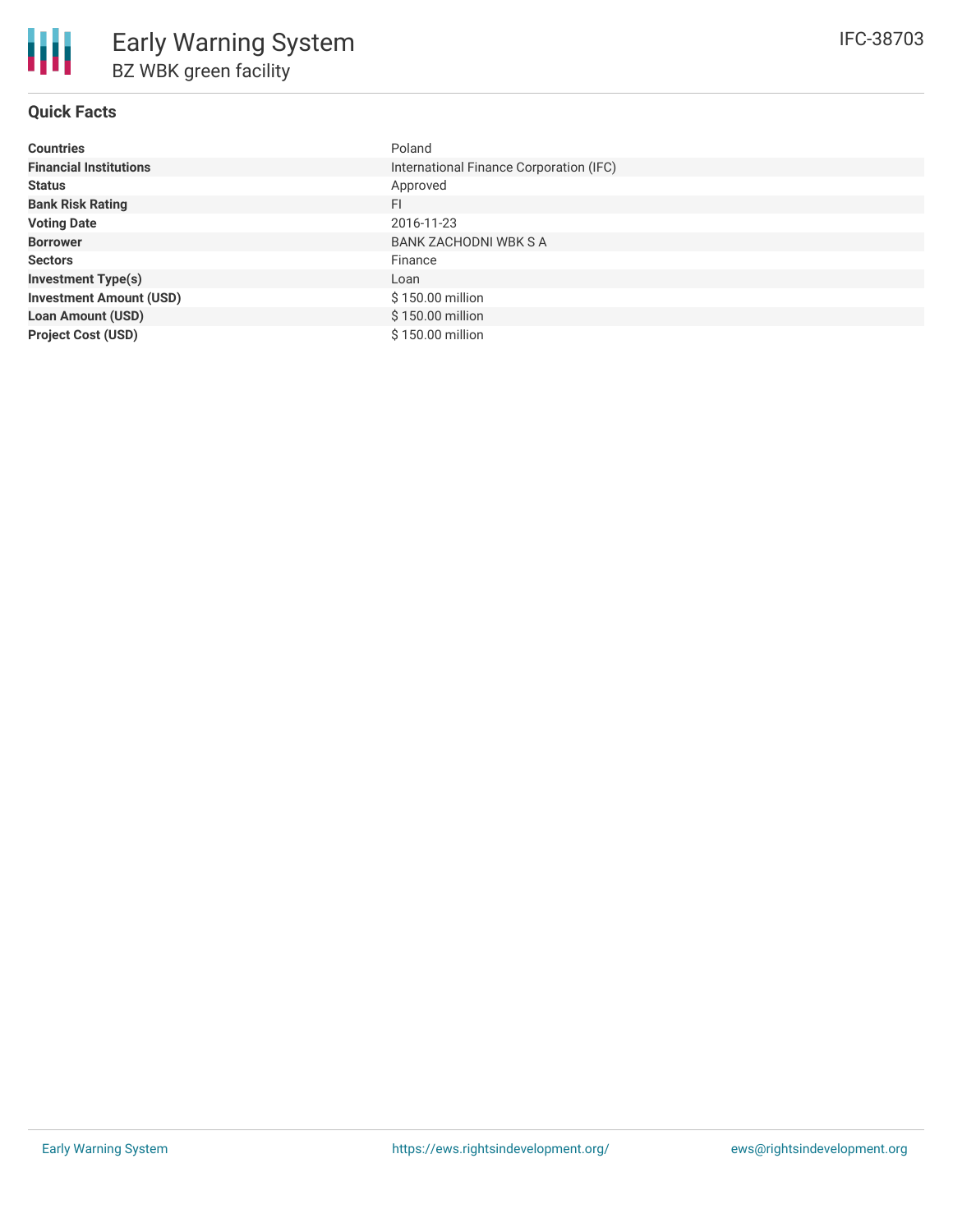# Early Warning System

## BZ WBK green facility

IFC-38703

### Quick Facts

| | |
|---|---|
| **Countries** | Poland |
| **Financial Institutions** | International Finance Corporation (IFC) |
| **Status** | Approved |
| **Bank Risk Rating** | FI |
| **Voting Date** | 2016-11-23 |
| **Borrower** | BANK ZACHODNI WBK S A |
| **Sectors** | Finance |
| **Investment Type(s)** | Loan |
| **Investment Amount (USD)** | $ 150.00 million |
| **Loan Amount (USD)** | $ 150.00 million |
| **Project Cost (USD)** | $ 150.00 million |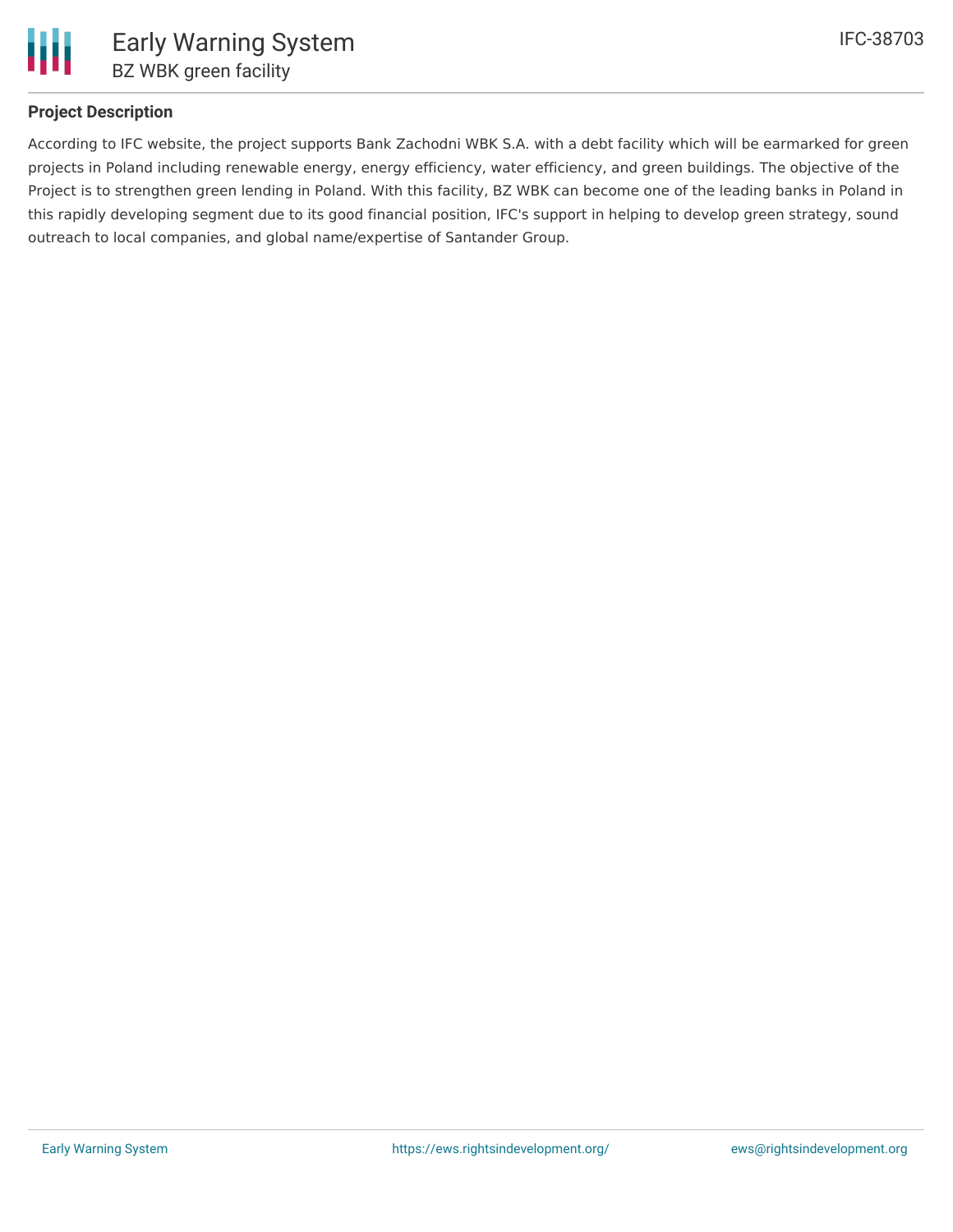## Project Description

According to IFC website, the project supports Bank Zachodni WBK S.A. with a debt facility which will be earmarked for green projects in Poland including renewable energy, energy efficiency, water efficiency, and green buildings. The objective of the Project is to strengthen green lending in Poland. With this facility, BZ WBK can become one of the leading banks in Poland in this rapidly developing segment due to its good financial position, IFC's support in helping to develop green strategy, sound outreach to local companies, and global name/expertise of Santander Group.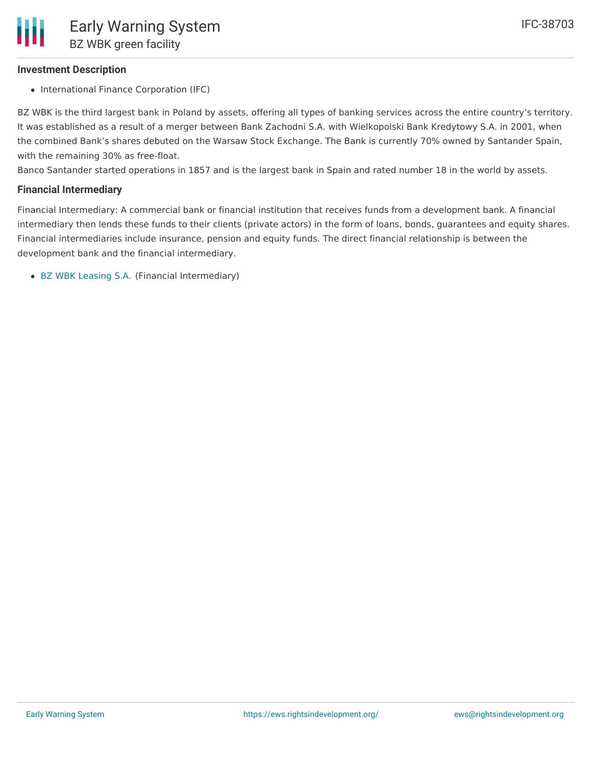### Investment Description

- International Finance Corporation (IFC)

BZ WBK is the third largest bank in Poland by assets, offering all types of banking services across the entire country's territory. It was established as a result of a merger between Bank Zachodni S.A. with Wielkopolski Bank Kredytowy S.A. in 2001, when the combined Bank's shares debuted on the Warsaw Stock Exchange. The Bank is currently 70% owned by Santander Spain, with the remaining 30% as free-float.
Banco Santander started operations in 1857 and is the largest bank in Spain and rated number 18 in the world by assets.

### Financial Intermediary

Financial Intermediary: A commercial bank or financial institution that receives funds from a development bank. A financial intermediary then lends these funds to their clients (private actors) in the form of loans, bonds, guarantees and equity shares. Financial intermediaries include insurance, pension and equity funds. The direct financial relationship is between the development bank and the financial intermediary.

- BZ WBK Leasing S.A. (Financial Intermediary)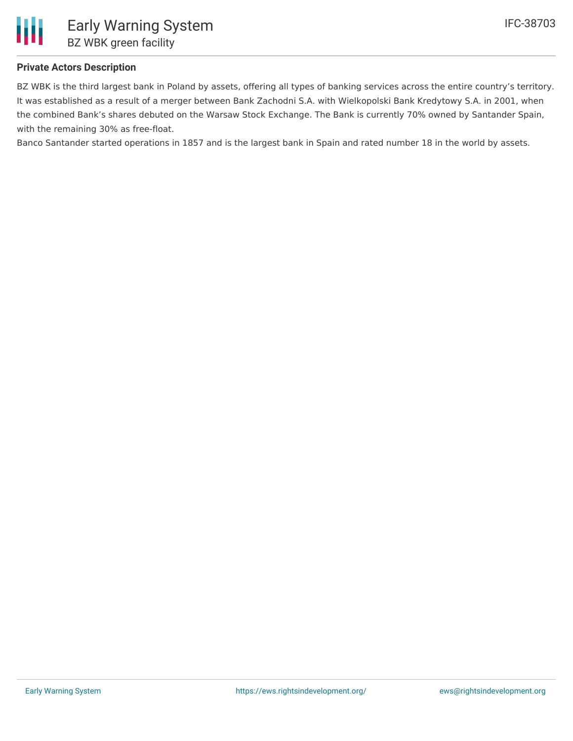## Private Actors Description

BZ WBK is the third largest bank in Poland by assets, offering all types of banking services across the entire country's territory. It was established as a result of a merger between Bank Zachodni S.A. with Wielkopolski Bank Kredytowy S.A. in 2001, when the combined Bank's shares debuted on the Warsaw Stock Exchange. The Bank is currently 70% owned by Santander Spain, with the remaining 30% as free-float.

Banco Santander started operations in 1857 and is the largest bank in Spain and rated number 18 in the world by assets.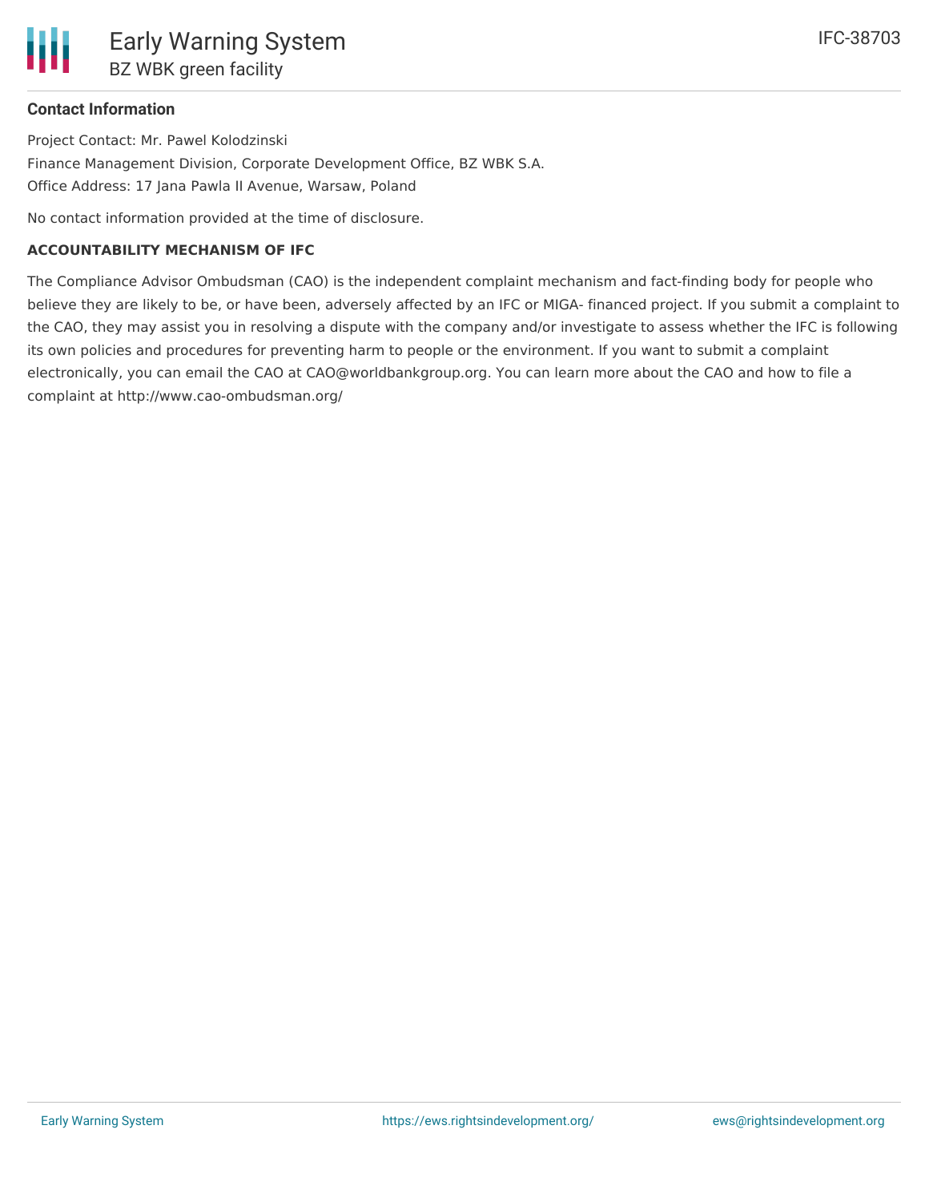### Contact Information

Project Contact: Mr. Pawel Kolodzinski

Finance Management Division, Corporate Development Office, BZ WBK S.A.

Office Address: 17 Jana Pawla II Avenue, Warsaw, Poland

No contact information provided at the time of disclosure.

**ACCOUNTABILITY MECHANISM OF IFC**

The Compliance Advisor Ombudsman (CAO) is the independent complaint mechanism and fact-finding body for people who believe they are likely to be, or have been, adversely affected by an IFC or MIGA- financed project. If you submit a complaint to the CAO, they may assist you in resolving a dispute with the company and/or investigate to assess whether the IFC is following its own policies and procedures for preventing harm to people or the environment. If you want to submit a complaint electronically, you can email the CAO at CAO@worldbankgroup.org. You can learn more about the CAO and how to file a complaint at http://www.cao-ombudsman.org/